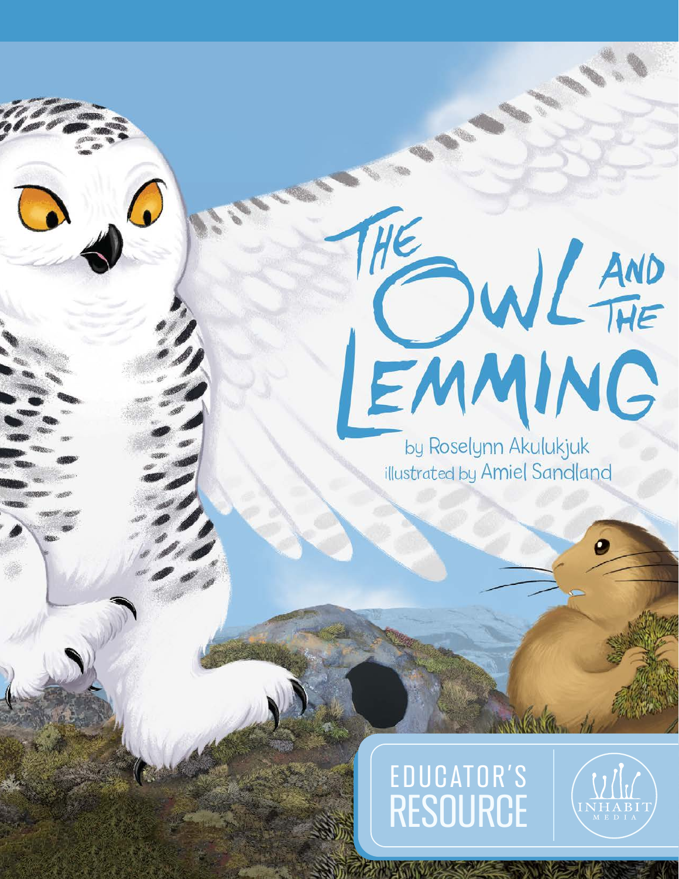# The Owl and the Lemming

by Roselynn Akulukjuk

illustrated by Amiel Sandland

## Educator's Resource

Inhabit Media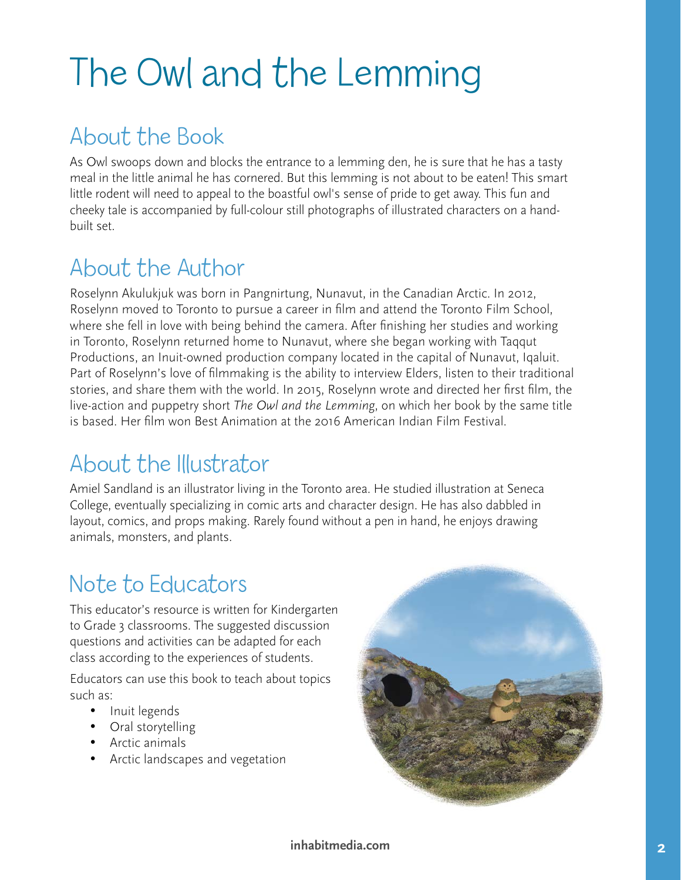# The Owl and the Lemming

## About the Book

As Owl swoops down and blocks the entrance to a lemming den, he is sure that he has a tasty meal in the little animal he has cornered. But this lemming is not about to be eaten! This smart little rodent will need to appeal to the boastful owl's sense of pride to get away. This fun and cheeky tale is accompanied by full-colour still photographs of illustrated characters on a hand-built set.

## About the Author

Roselynn Akulukjuk was born in Pangnirtung, Nunavut, in the Canadian Arctic. In 2012, Roselynn moved to Toronto to pursue a career in film and attend the Toronto Film School, where she fell in love with being behind the camera. After finishing her studies and working in Toronto, Roselynn returned home to Nunavut, where she began working with Taqqut Productions, an Inuit-owned production company located in the capital of Nunavut, Iqaluit. Part of Roselynn's love of filmmaking is the ability to interview Elders, listen to their traditional stories, and share them with the world. In 2015, Roselynn wrote and directed her first film, the live-action and puppetry short *The Owl and the Lemming*, on which her book by the same title is based. Her film won Best Animation at the 2016 American Indian Film Festival.

## About the Illustrator

Amiel Sandland is an illustrator living in the Toronto area. He studied illustration at Seneca College, eventually specializing in comic arts and character design. He has also dabbled in layout, comics, and props making. Rarely found without a pen in hand, he enjoys drawing animals, monsters, and plants.

## Note to Educators

This educator's resource is written for Kindergarten to Grade 3 classrooms. The suggested discussion questions and activities can be adapted for each class according to the experiences of students.

Educators can use this book to teach about topics such as:

- Inuit legends
- Oral storytelling
- Arctic animals
- Arctic landscapes and vegetation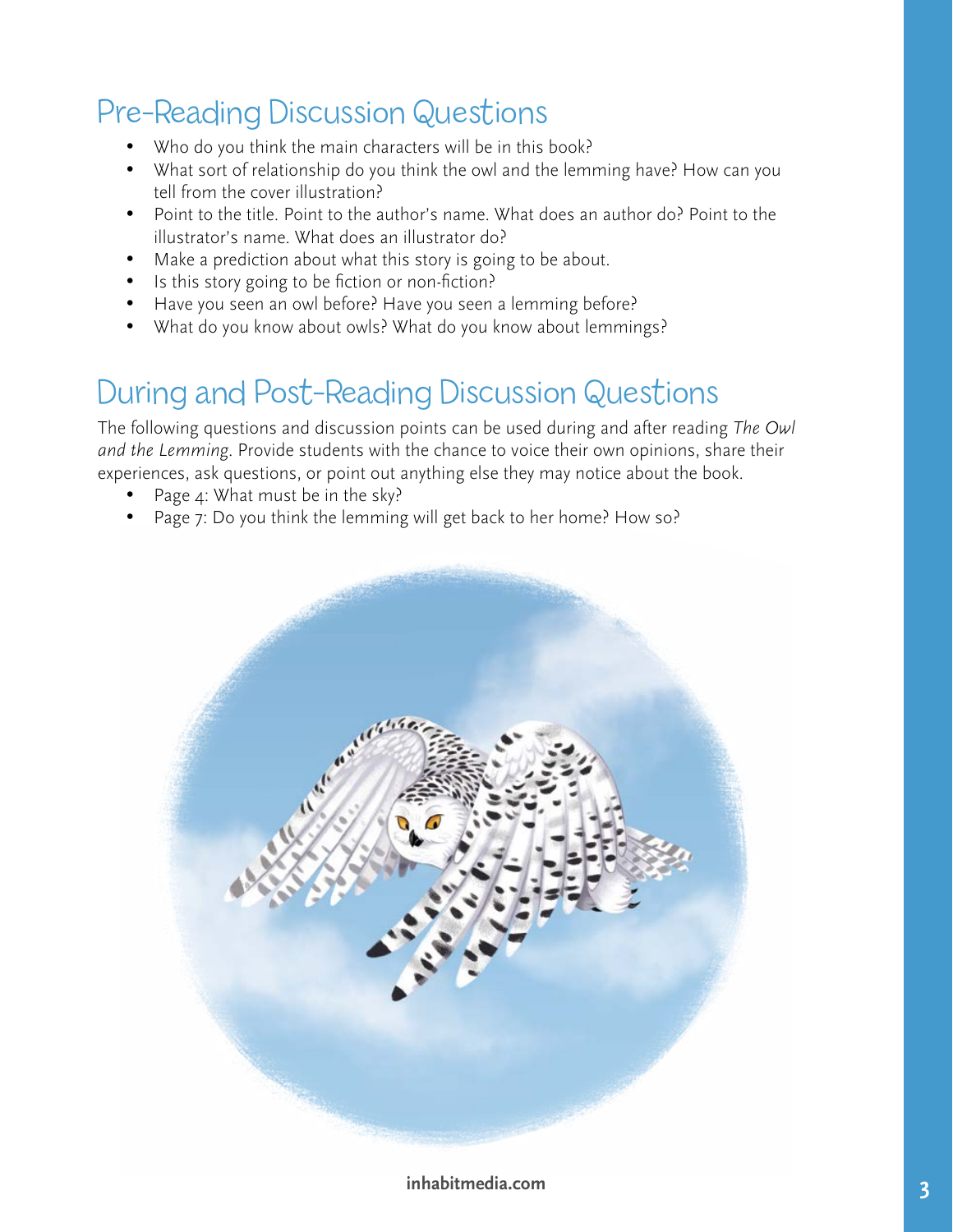## Pre-Reading Discussion Questions

- Who do you think the main characters will be in this book?
- What sort of relationship do you think the owl and the lemming have? How can you tell from the cover illustration?
- Point to the title. Point to the author's name. What does an author do? Point to the illustrator's name. What does an illustrator do?
- Make a prediction about what this story is going to be about.
- Is this story going to be fiction or non-fiction?
- Have you seen an owl before? Have you seen a lemming before?
- What do you know about owls? What do you know about lemmings?

## During and Post-Reading Discussion Questions

The following questions and discussion points can be used during and after reading *The Owl and the Lemming*. Provide students with the chance to voice their own opinions, share their experiences, ask questions, or point out anything else they may notice about the book.

- Page 4: What must be in the sky?
- Page 7: Do you think the lemming will get back to her home? How so?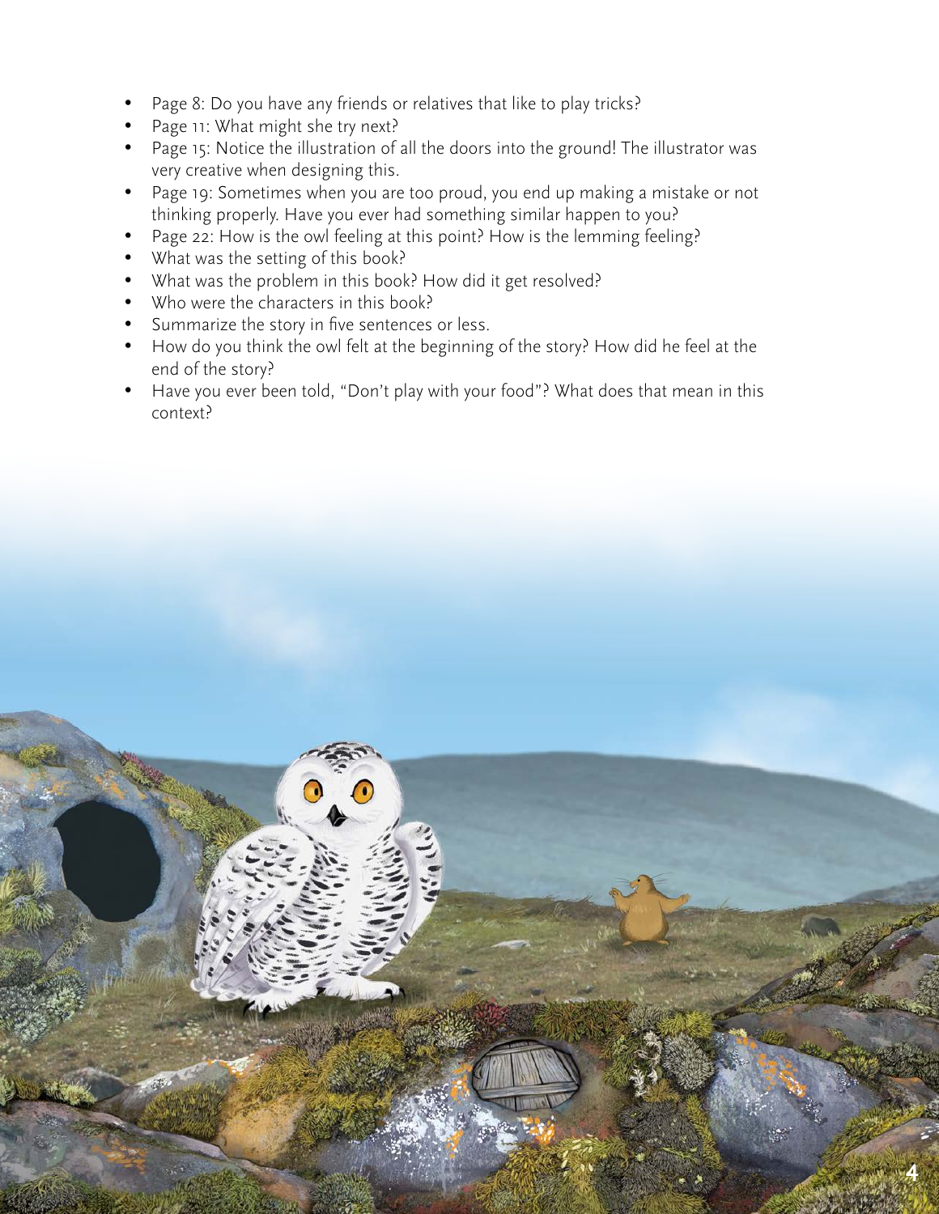- Page 8: Do you have any friends or relatives that like to play tricks?
- Page 11: What might she try next?
- Page 15: Notice the illustration of all the doors into the ground! The illustrator was very creative when designing this.
- Page 19: Sometimes when you are too proud, you end up making a mistake or not thinking properly. Have you ever had something similar happen to you?
- Page 22: How is the owl feeling at this point? How is the lemming feeling?
- What was the setting of this book?
- What was the problem in this book? How did it get resolved?
- Who were the characters in this book?
- Summarize the story in five sentences or less.
- How do you think the owl felt at the beginning of the story? How did he feel at the end of the story?
- Have you ever been told, "Don't play with your food"? What does that mean in this context?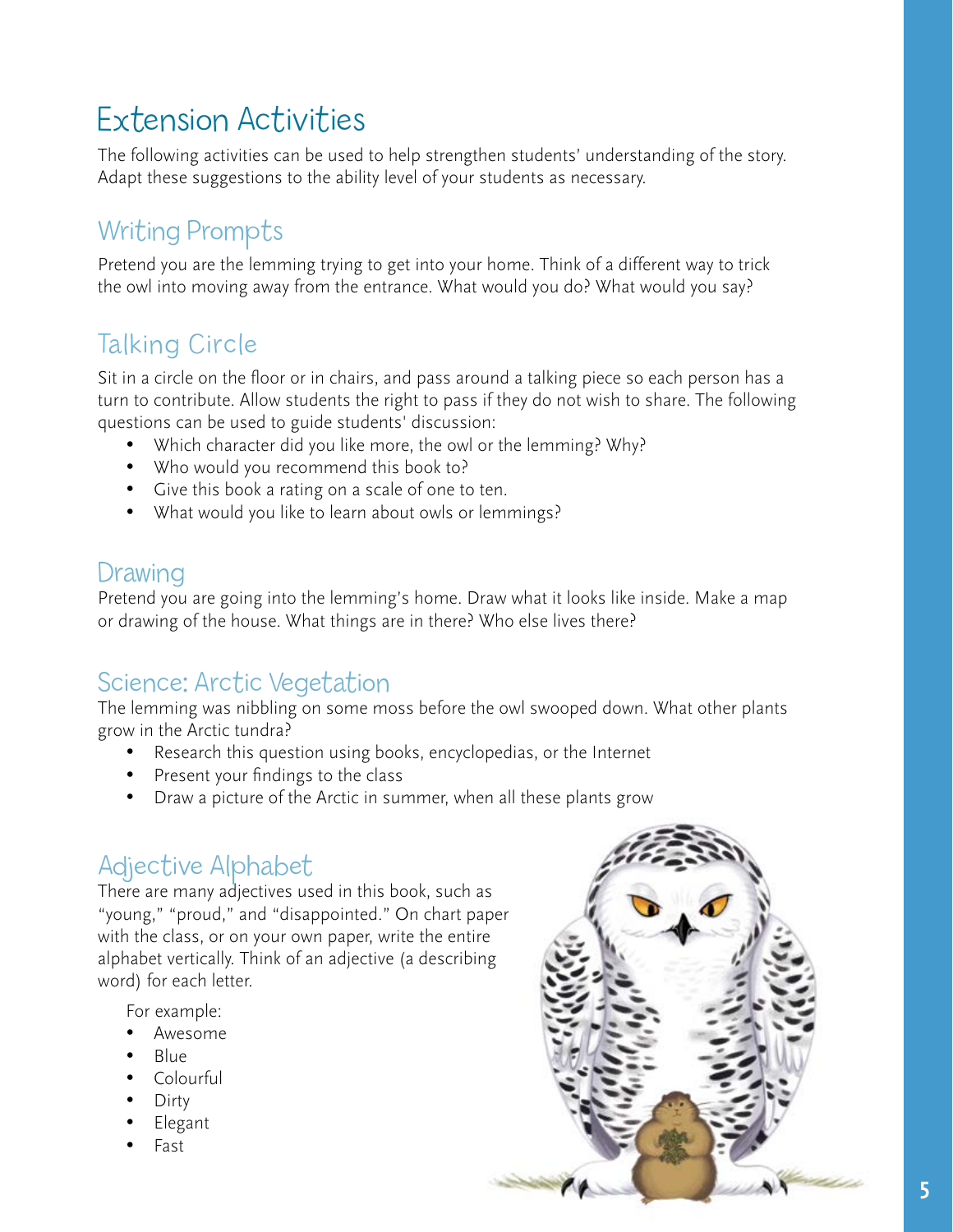# Extension Activities

The following activities can be used to help strengthen students' understanding of the story. Adapt these suggestions to the ability level of your students as necessary.

## Writing Prompts

Pretend you are the lemming trying to get into your home. Think of a different way to trick the owl into moving away from the entrance. What would you do? What would you say?

## Talking Circle

Sit in a circle on the floor or in chairs, and pass around a talking piece so each person has a turn to contribute. Allow students the right to pass if they do not wish to share. The following questions can be used to guide students' discussion:

- Which character did you like more, the owl or the lemming? Why?
- Who would you recommend this book to?
- Give this book a rating on a scale of one to ten.
- What would you like to learn about owls or lemmings?

## Drawing

Pretend you are going into the lemming's home. Draw what it looks like inside. Make a map or drawing of the house. What things are in there? Who else lives there?

## Science: Arctic Vegetation

The lemming was nibbling on some moss before the owl swooped down. What other plants grow in the Arctic tundra?

- Research this question using books, encyclopedias, or the Internet
- Present your findings to the class
- Draw a picture of the Arctic in summer, when all these plants grow

## Adjective Alphabet

There are many adjectives used in this book, such as "young," "proud," and "disappointed." On chart paper with the class, or on your own paper, write the entire alphabet vertically. Think of an adjective (a describing word) for each letter.

For example:

- Awesome
- Blue
- Colourful
- Dirty
- Elegant
- Fast